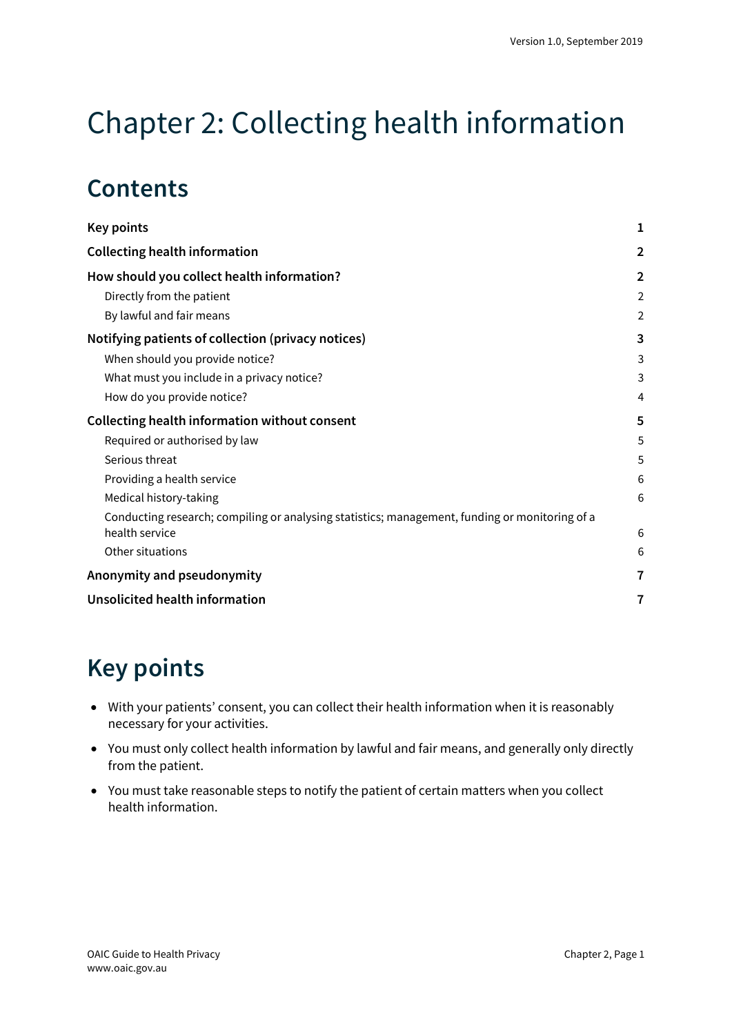# Chapter 2: Collecting health information

## Contents

| | |
|---|---|
| **Key points** | **1** |
| **Collecting health information** | **2** |
| **How should you collect health information?** | **2** |
| Directly from the patient | 2 |
| By lawful and fair means | 2 |
| **Notifying patients of collection (privacy notices)** | **3** |
| When should you provide notice? | 3 |
| What must you include in a privacy notice? | 3 |
| How do you provide notice? | 4 |
| **Collecting health information without consent** | **5** |
| Required or authorised by law | 5 |
| Serious threat | 5 |
| Providing a health service | 6 |
| Medical history-taking | 6 |
| Conducting research; compiling or analysing statistics; management, funding or monitoring of a health service | 6 |
| Other situations | 6 |
| **Anonymity and pseudonymity** | **7** |
| **Unsolicited health information** | **7** |

## Key points

- With your patients' consent, you can collect their health information when it is reasonably necessary for your activities.
- You must only collect health information by lawful and fair means, and generally only directly from the patient.
- You must take reasonable steps to notify the patient of certain matters when you collect health information.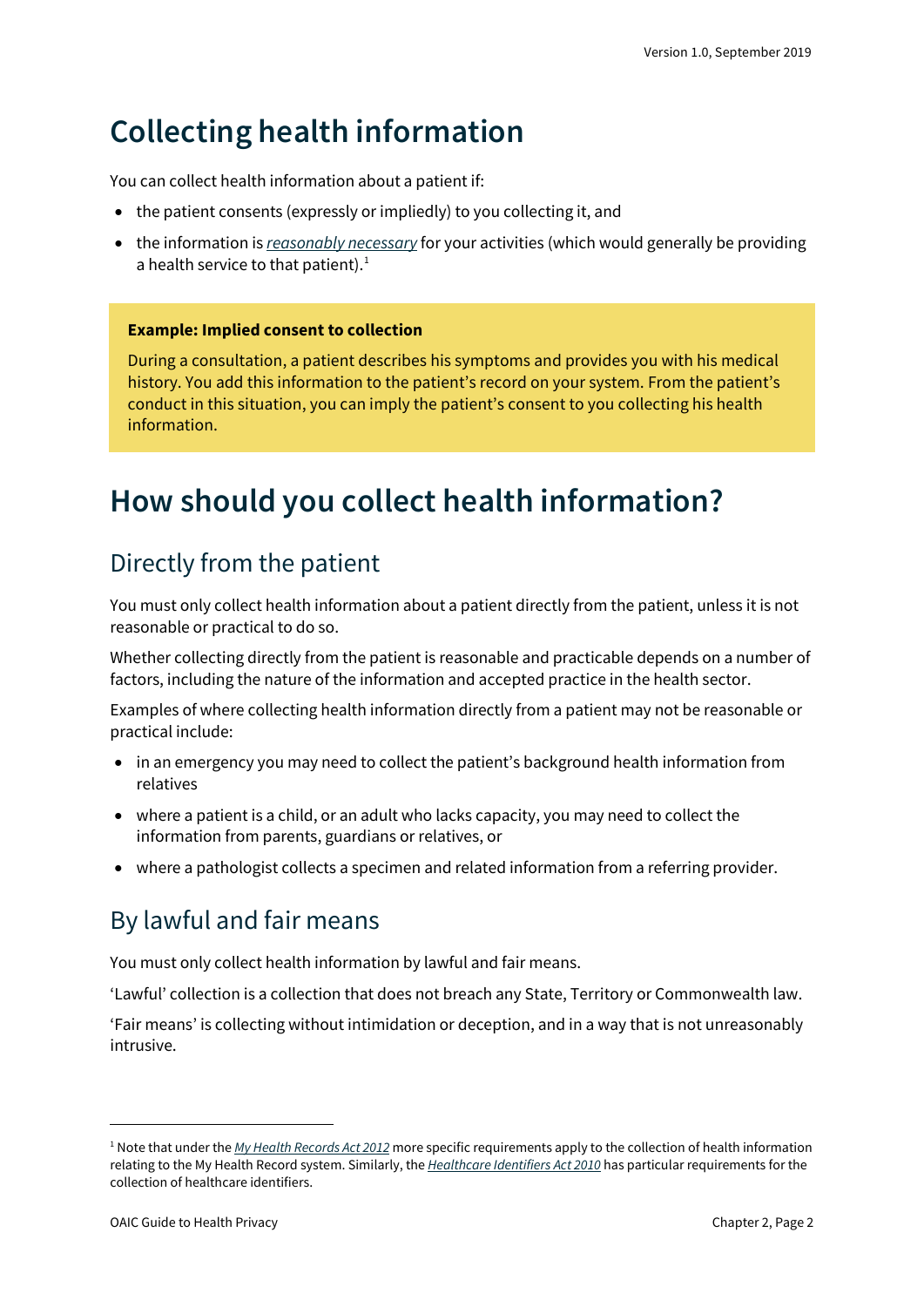# Collecting health information

You can collect health information about a patient if:

- the patient consents (expressly or impliedly) to you collecting it, and
- the information is *reasonably necessary* for your activities (which would generally be providing a health service to that patient).[1]

**Example: Implied consent to collection**

During a consultation, a patient describes his symptoms and provides you with his medical history. You add this information to the patient's record on your system. From the patient's conduct in this situation, you can imply the patient's consent to you collecting his health information.

# How should you collect health information?

## Directly from the patient

You must only collect health information about a patient directly from the patient, unless it is not reasonable or practical to do so.

Whether collecting directly from the patient is reasonable and practicable depends on a number of factors, including the nature of the information and accepted practice in the health sector.

Examples of where collecting health information directly from a patient may not be reasonable or practical include:

- in an emergency you may need to collect the patient's background health information from relatives
- where a patient is a child, or an adult who lacks capacity, you may need to collect the information from parents, guardians or relatives, or
- where a pathologist collects a specimen and related information from a referring provider.

## By lawful and fair means

You must only collect health information by lawful and fair means.

'Lawful' collection is a collection that does not breach any State, Territory or Commonwealth law.

'Fair means' is collecting without intimidation or deception, and in a way that is not unreasonably intrusive.

[1] Note that under the *My Health Records Act 2012* more specific requirements apply to the collection of health information relating to the My Health Record system. Similarly, the *Healthcare Identifiers Act 2010* has particular requirements for the collection of healthcare identifiers.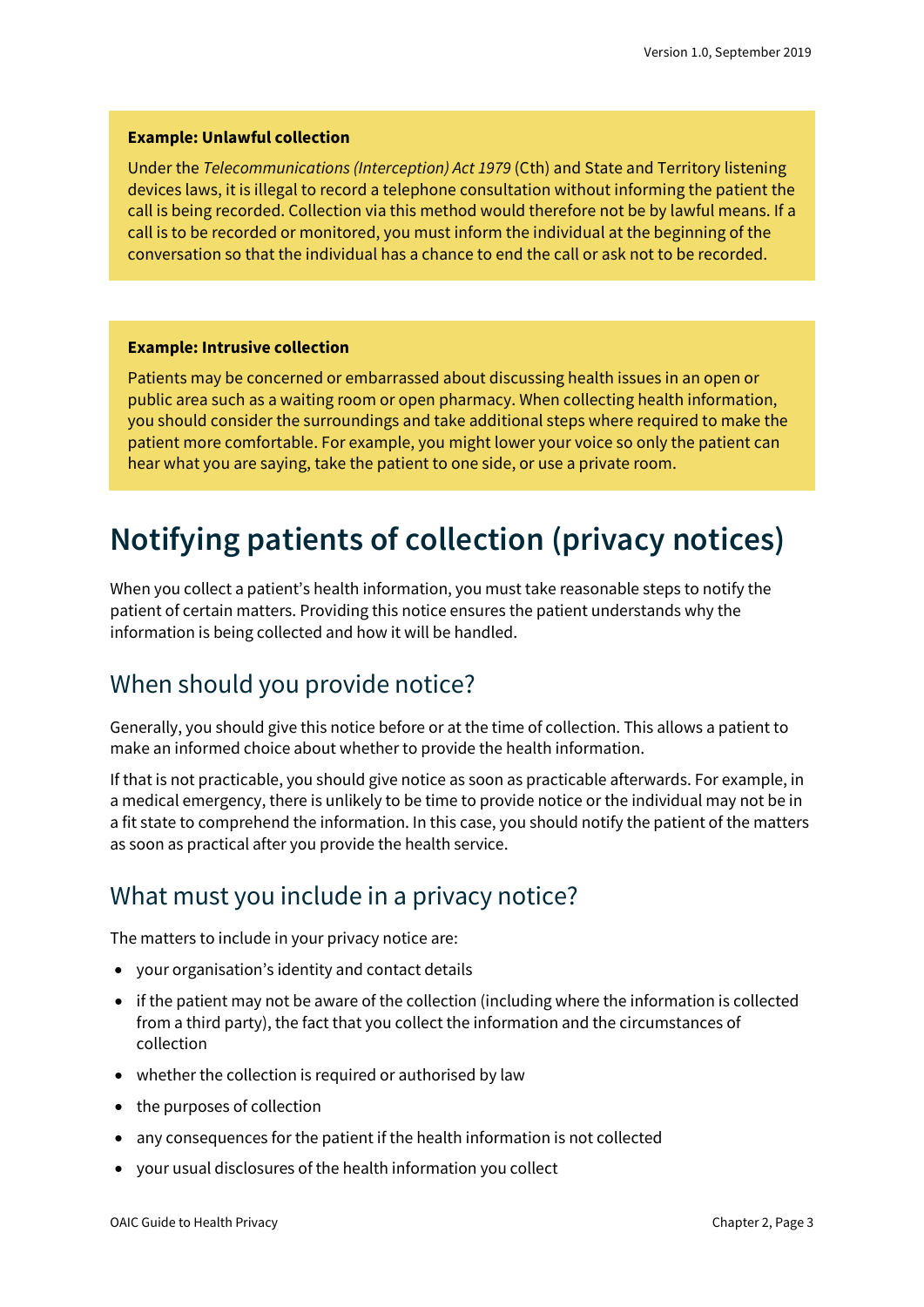**Example: Unlawful collection**

Under the *Telecommunications (Interception) Act 1979* (Cth) and State and Territory listening devices laws, it is illegal to record a telephone consultation without informing the patient the call is being recorded. Collection via this method would therefore not be by lawful means. If a call is to be recorded or monitored, you must inform the individual at the beginning of the conversation so that the individual has a chance to end the call or ask not to be recorded.

**Example: Intrusive collection**

Patients may be concerned or embarrassed about discussing health issues in an open or public area such as a waiting room or open pharmacy. When collecting health information, you should consider the surroundings and take additional steps where required to make the patient more comfortable. For example, you might lower your voice so only the patient can hear what you are saying, take the patient to one side, or use a private room.

# Notifying patients of collection (privacy notices)

When you collect a patient's health information, you must take reasonable steps to notify the patient of certain matters. Providing this notice ensures the patient understands why the information is being collected and how it will be handled.

## When should you provide notice?

Generally, you should give this notice before or at the time of collection. This allows a patient to make an informed choice about whether to provide the health information.

If that is not practicable, you should give notice as soon as practicable afterwards. For example, in a medical emergency, there is unlikely to be time to provide notice or the individual may not be in a fit state to comprehend the information. In this case, you should notify the patient of the matters as soon as practical after you provide the health service.

## What must you include in a privacy notice?

The matters to include in your privacy notice are:

- your organisation's identity and contact details
- if the patient may not be aware of the collection (including where the information is collected from a third party), the fact that you collect the information and the circumstances of collection
- whether the collection is required or authorised by law
- the purposes of collection
- any consequences for the patient if the health information is not collected
- your usual disclosures of the health information you collect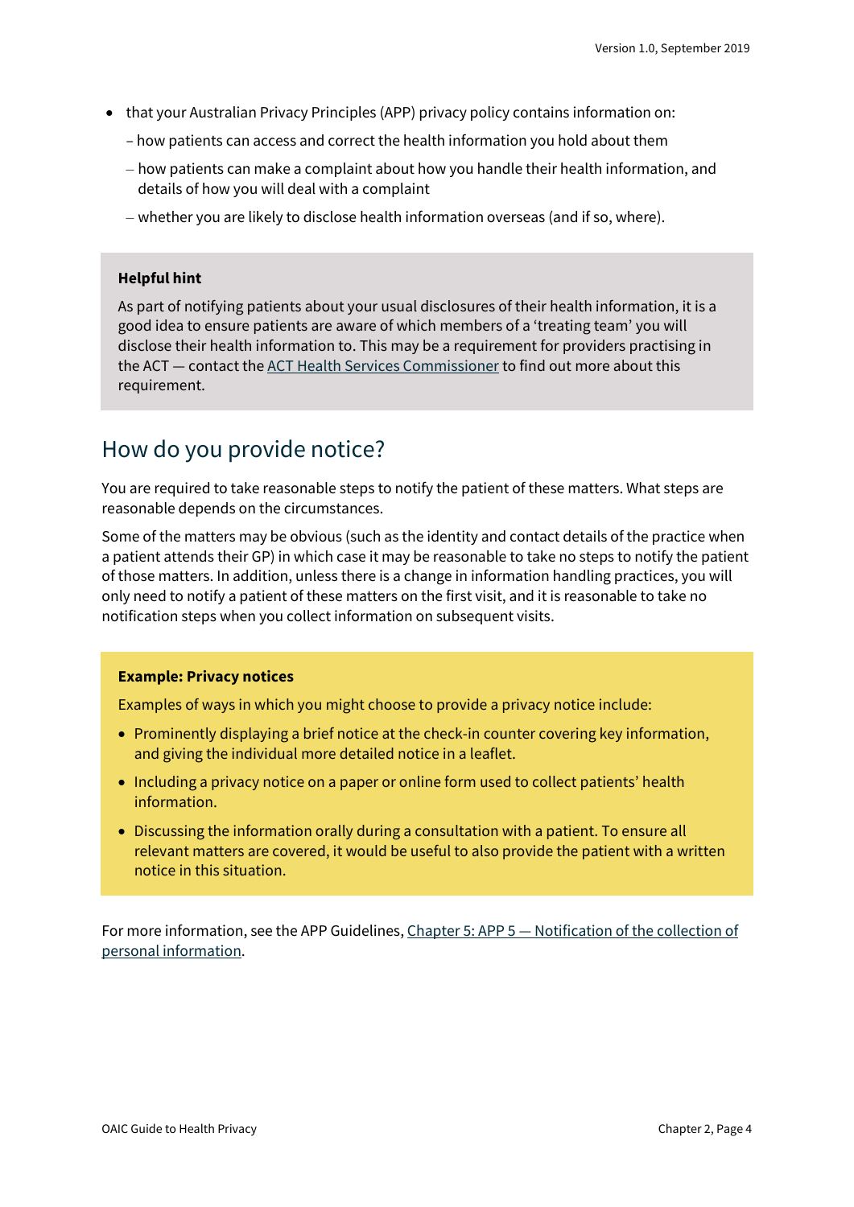- that your Australian Privacy Principles (APP) privacy policy contains information on:
  - how patients can access and correct the health information you hold about them
  - how patients can make a complaint about how you handle their health information, and details of how you will deal with a complaint
  - whether you are likely to disclose health information overseas (and if so, where).

**Helpful hint**

As part of notifying patients about your usual disclosures of their health information, it is a good idea to ensure patients are aware of which members of a 'treating team' you will disclose their health information to. This may be a requirement for providers practising in the ACT — contact the ACT Health Services Commissioner to find out more about this requirement.

## How do you provide notice?

You are required to take reasonable steps to notify the patient of these matters. What steps are reasonable depends on the circumstances.

Some of the matters may be obvious (such as the identity and contact details of the practice when a patient attends their GP) in which case it may be reasonable to take no steps to notify the patient of those matters. In addition, unless there is a change in information handling practices, you will only need to notify a patient of these matters on the first visit, and it is reasonable to take no notification steps when you collect information on subsequent visits.

**Example: Privacy notices**

Examples of ways in which you might choose to provide a privacy notice include:

- Prominently displaying a brief notice at the check-in counter covering key information, and giving the individual more detailed notice in a leaflet.
- Including a privacy notice on a paper or online form used to collect patients' health information.
- Discussing the information orally during a consultation with a patient. To ensure all relevant matters are covered, it would be useful to also provide the patient with a written notice in this situation.

For more information, see the APP Guidelines, Chapter 5: APP 5 — Notification of the collection of personal information.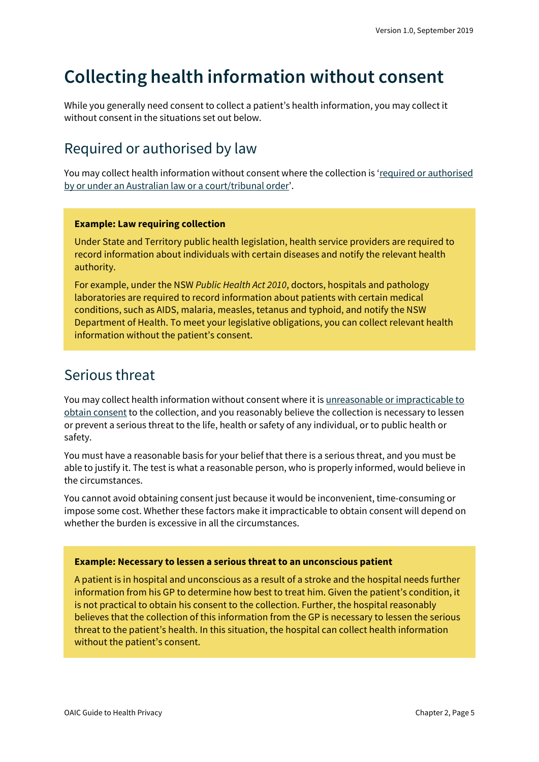# Collecting health information without consent

While you generally need consent to collect a patient's health information, you may collect it without consent in the situations set out below.

## Required or authorised by law

You may collect health information without consent where the collection is 'required or authorised by or under an Australian law or a court/tribunal order'.

> **Example: Law requiring collection**
>
> Under State and Territory public health legislation, health service providers are required to record information about individuals with certain diseases and notify the relevant health authority.
>
> For example, under the NSW *Public Health Act 2010*, doctors, hospitals and pathology laboratories are required to record information about patients with certain medical conditions, such as AIDS, malaria, measles, tetanus and typhoid, and notify the NSW Department of Health. To meet your legislative obligations, you can collect relevant health information without the patient's consent.

## Serious threat

You may collect health information without consent where it is unreasonable or impracticable to obtain consent to the collection, and you reasonably believe the collection is necessary to lessen or prevent a serious threat to the life, health or safety of any individual, or to public health or safety.

You must have a reasonable basis for your belief that there is a serious threat, and you must be able to justify it. The test is what a reasonable person, who is properly informed, would believe in the circumstances.

You cannot avoid obtaining consent just because it would be inconvenient, time-consuming or impose some cost. Whether these factors make it impracticable to obtain consent will depend on whether the burden is excessive in all the circumstances.

> **Example: Necessary to lessen a serious threat to an unconscious patient**
>
> A patient is in hospital and unconscious as a result of a stroke and the hospital needs further information from his GP to determine how best to treat him. Given the patient's condition, it is not practical to obtain his consent to the collection. Further, the hospital reasonably believes that the collection of this information from the GP is necessary to lessen the serious threat to the patient's health. In this situation, the hospital can collect health information without the patient's consent.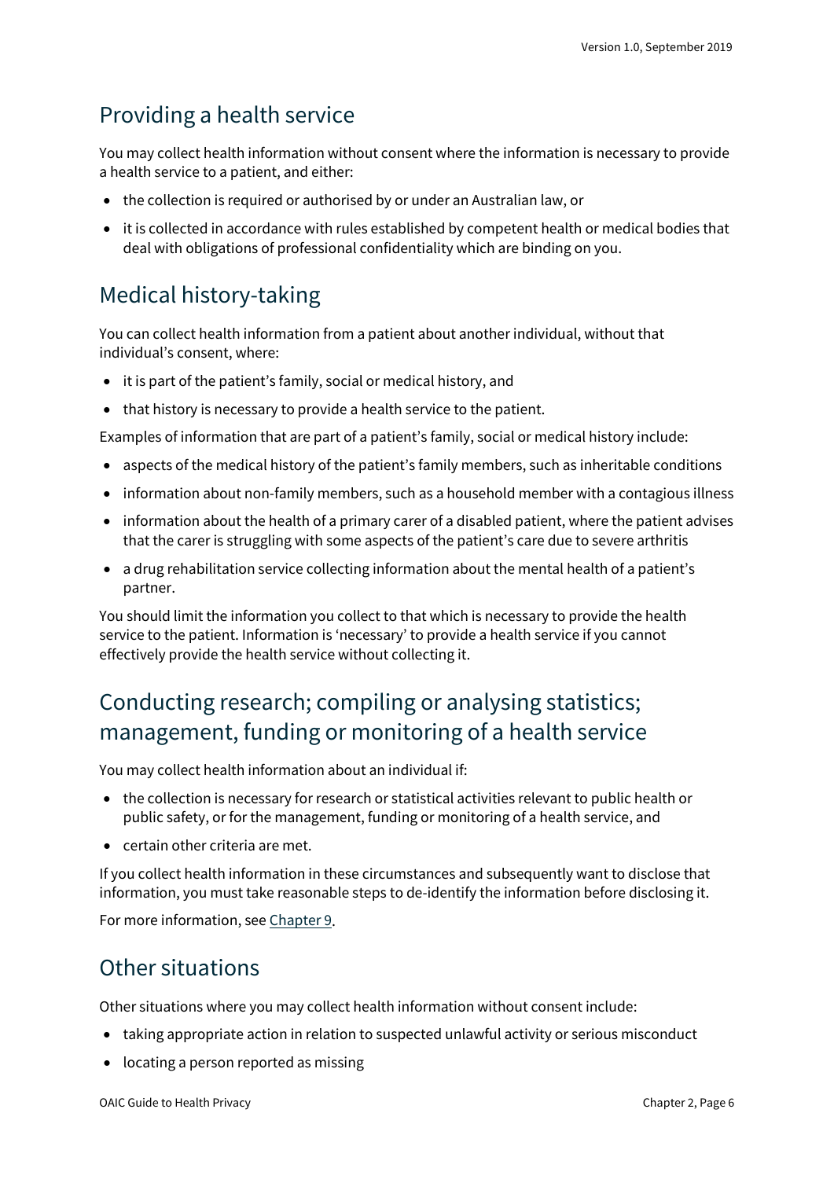## Providing a health service

You may collect health information without consent where the information is necessary to provide a health service to a patient, and either:

- the collection is required or authorised by or under an Australian law, or
- it is collected in accordance with rules established by competent health or medical bodies that deal with obligations of professional confidentiality which are binding on you.

## Medical history-taking

You can collect health information from a patient about another individual, without that individual's consent, where:

- it is part of the patient's family, social or medical history, and
- that history is necessary to provide a health service to the patient.

Examples of information that are part of a patient's family, social or medical history include:

- aspects of the medical history of the patient's family members, such as inheritable conditions
- information about non-family members, such as a household member with a contagious illness
- information about the health of a primary carer of a disabled patient, where the patient advises that the carer is struggling with some aspects of the patient's care due to severe arthritis
- a drug rehabilitation service collecting information about the mental health of a patient's partner.

You should limit the information you collect to that which is necessary to provide the health service to the patient. Information is 'necessary' to provide a health service if you cannot effectively provide the health service without collecting it.

## Conducting research; compiling or analysing statistics; management, funding or monitoring of a health service

You may collect health information about an individual if:

- the collection is necessary for research or statistical activities relevant to public health or public safety, or for the management, funding or monitoring of a health service, and
- certain other criteria are met.

If you collect health information in these circumstances and subsequently want to disclose that information, you must take reasonable steps to de-identify the information before disclosing it.

For more information, see Chapter 9.

## Other situations

Other situations where you may collect health information without consent include:

- taking appropriate action in relation to suspected unlawful activity or serious misconduct
- locating a person reported as missing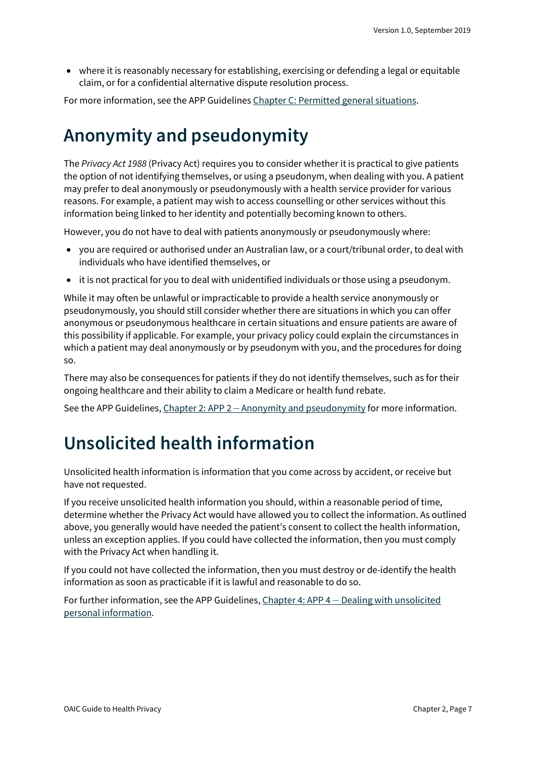- where it is reasonably necessary for establishing, exercising or defending a legal or equitable claim, or for a confidential alternative dispute resolution process.

For more information, see the APP Guidelines Chapter C: Permitted general situations.

# Anonymity and pseudonymity

The *Privacy Act 1988* (Privacy Act) requires you to consider whether it is practical to give patients the option of not identifying themselves, or using a pseudonym, when dealing with you. A patient may prefer to deal anonymously or pseudonymously with a health service provider for various reasons. For example, a patient may wish to access counselling or other services without this information being linked to her identity and potentially becoming known to others.

However, you do not have to deal with patients anonymously or pseudonymously where:

- you are required or authorised under an Australian law, or a court/tribunal order, to deal with individuals who have identified themselves, or
- it is not practical for you to deal with unidentified individuals or those using a pseudonym.

While it may often be unlawful or impracticable to provide a health service anonymously or pseudonymously, you should still consider whether there are situations in which you can offer anonymous or pseudonymous healthcare in certain situations and ensure patients are aware of this possibility if applicable. For example, your privacy policy could explain the circumstances in which a patient may deal anonymously or by pseudonym with you, and the procedures for doing so.

There may also be consequences for patients if they do not identify themselves, such as for their ongoing healthcare and their ability to claim a Medicare or health fund rebate.

See the APP Guidelines, Chapter 2: APP 2 — Anonymity and pseudonymity for more information.

# Unsolicited health information

Unsolicited health information is information that you come across by accident, or receive but have not requested.

If you receive unsolicited health information you should, within a reasonable period of time, determine whether the Privacy Act would have allowed you to collect the information. As outlined above, you generally would have needed the patient's consent to collect the health information, unless an exception applies. If you could have collected the information, then you must comply with the Privacy Act when handling it.

If you could not have collected the information, then you must destroy or de-identify the health information as soon as practicable if it is lawful and reasonable to do so.

For further information, see the APP Guidelines, Chapter 4: APP 4 — Dealing with unsolicited personal information.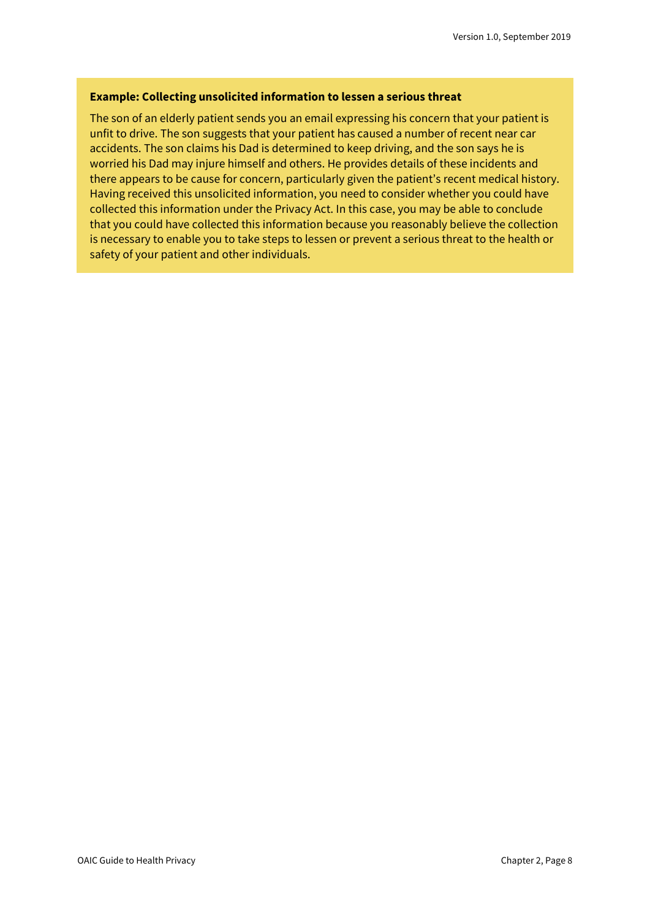**Example: Collecting unsolicited information to lessen a serious threat**

The son of an elderly patient sends you an email expressing his concern that your patient is unfit to drive. The son suggests that your patient has caused a number of recent near car accidents. The son claims his Dad is determined to keep driving, and the son says he is worried his Dad may injure himself and others. He provides details of these incidents and there appears to be cause for concern, particularly given the patient's recent medical history. Having received this unsolicited information, you need to consider whether you could have collected this information under the Privacy Act. In this case, you may be able to conclude that you could have collected this information because you reasonably believe the collection is necessary to enable you to take steps to lessen or prevent a serious threat to the health or safety of your patient and other individuals.